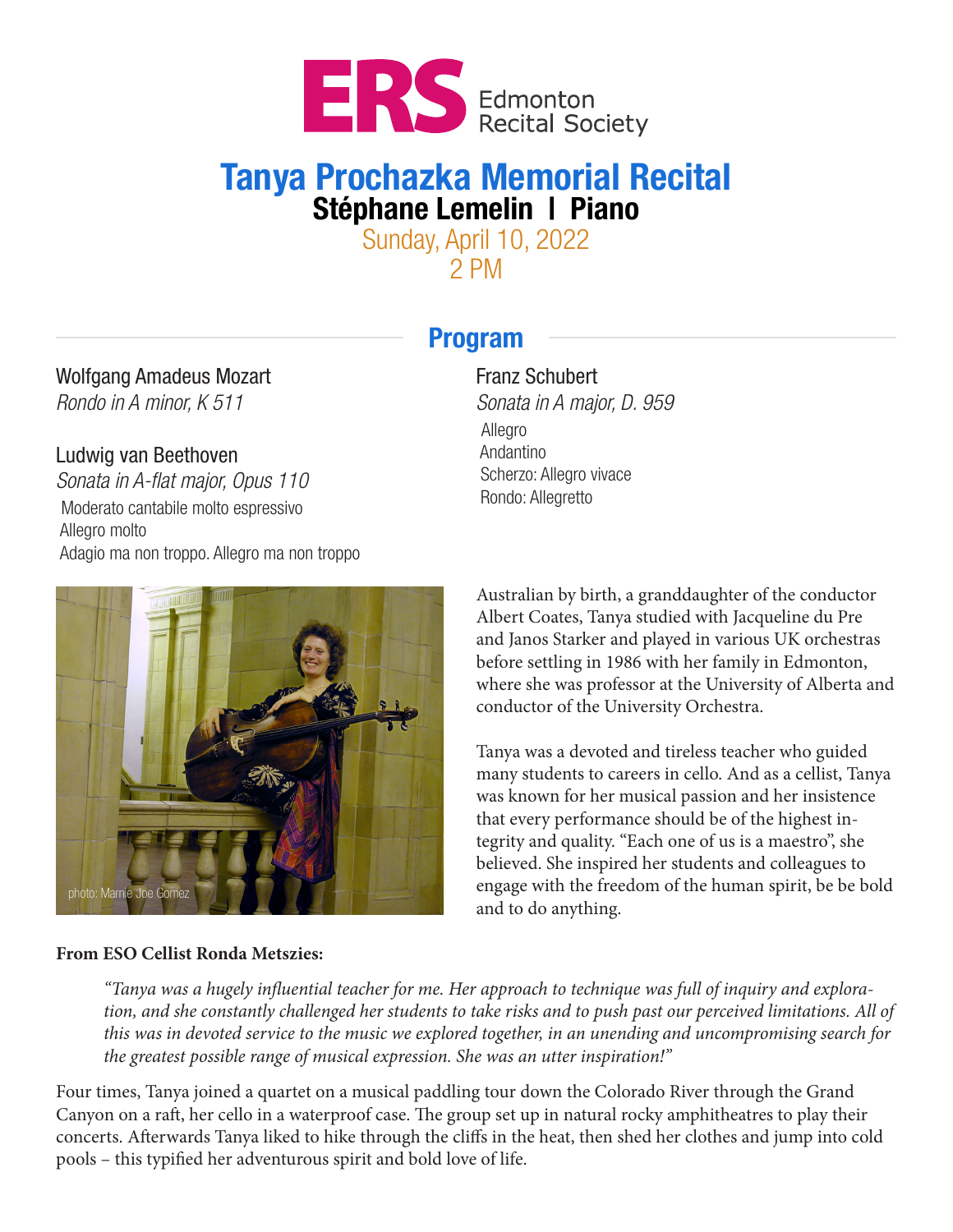ERS Edmonton Recital Society

# Tanya Prochazka Memorial Recital

**Stéphane Lemelin | Piano**

Sunday, April 10, 2022
2 PM

## Program

Wolfgang Amadeus Mozart
*Rondo in A minor, K 511*

Ludwig van Beethoven
*Sonata in A-flat major, Opus 110*
Moderato cantabile molto espressivo
Allegro molto
Adagio ma non troppo. Allegro ma non troppo

Franz Schubert
*Sonata in A major, D. 959*
Allegro
Andantino
Scherzo: Allegro vivace
Rondo: Allegretto

photo: Marnie Joe Gomez

Australian by birth, a granddaughter of the conductor Albert Coates, Tanya studied with Jacqueline du Pre and Janos Starker and played in various UK orchestras before settling in 1986 with her family in Edmonton, where she was professor at the University of Alberta and conductor of the University Orchestra.

Tanya was a devoted and tireless teacher who guided many students to careers in cello. And as a cellist, Tanya was known for her musical passion and her insistence that every performance should be of the highest integrity and quality. "Each one of us is a maestro", she believed. She inspired her students and colleagues to engage with the freedom of the human spirit, be be bold and to do anything.

**From ESO Cellist Ronda Metszies:**

> *"Tanya was a hugely influential teacher for me. Her approach to technique was full of inquiry and exploration, and she constantly challenged her students to take risks and to push past our perceived limitations. All of this was in devoted service to the music we explored together, in an unending and uncompromising search for the greatest possible range of musical expression. She was an utter inspiration!"*

Four times, Tanya joined a quartet on a musical paddling tour down the Colorado River through the Grand Canyon on a raft, her cello in a waterproof case. The group set up in natural rocky amphitheatres to play their concerts. Afterwards Tanya liked to hike through the cliffs in the heat, then shed her clothes and jump into cold pools – this typified her adventurous spirit and bold love of life.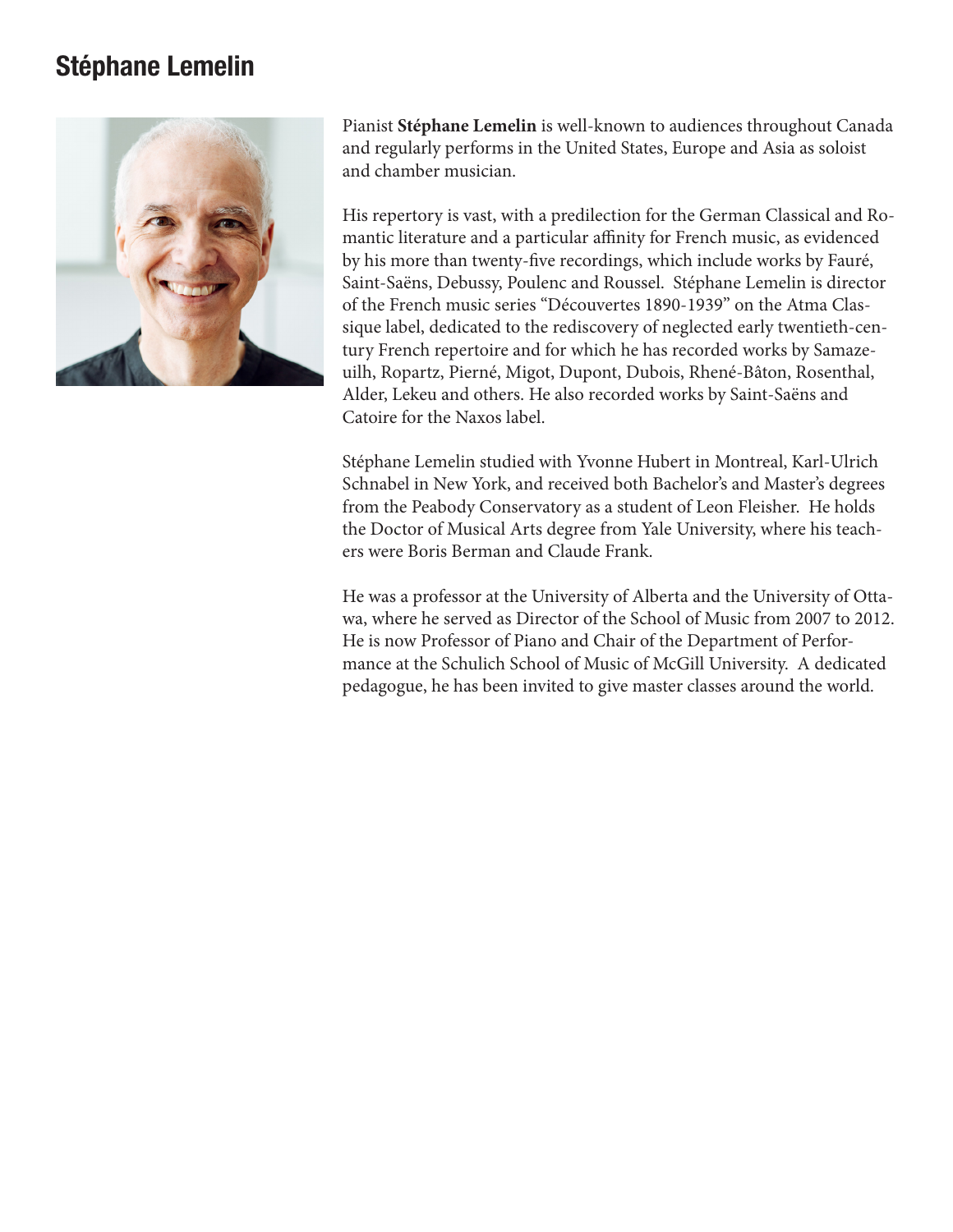# Stéphane Lemelin

Pianist **Stéphane Lemelin** is well-known to audiences throughout Canada and regularly performs in the United States, Europe and Asia as soloist and chamber musician.

His repertory is vast, with a predilection for the German Classical and Romantic literature and a particular affinity for French music, as evidenced by his more than twenty-five recordings, which include works by Fauré, Saint-Saëns, Debussy, Poulenc and Roussel. Stéphane Lemelin is director of the French music series "Découvertes 1890-1939" on the Atma Classique label, dedicated to the rediscovery of neglected early twentieth-century French repertoire and for which he has recorded works by Samazeuilh, Ropartz, Pierné, Migot, Dupont, Dubois, Rhené-Bâton, Rosenthal, Alder, Lekeu and others. He also recorded works by Saint-Saëns and Catoire for the Naxos label.

Stéphane Lemelin studied with Yvonne Hubert in Montreal, Karl-Ulrich Schnabel in New York, and received both Bachelor's and Master's degrees from the Peabody Conservatory as a student of Leon Fleisher. He holds the Doctor of Musical Arts degree from Yale University, where his teachers were Boris Berman and Claude Frank.

He was a professor at the University of Alberta and the University of Ottawa, where he served as Director of the School of Music from 2007 to 2012. He is now Professor of Piano and Chair of the Department of Performance at the Schulich School of Music of McGill University. A dedicated pedagogue, he has been invited to give master classes around the world.